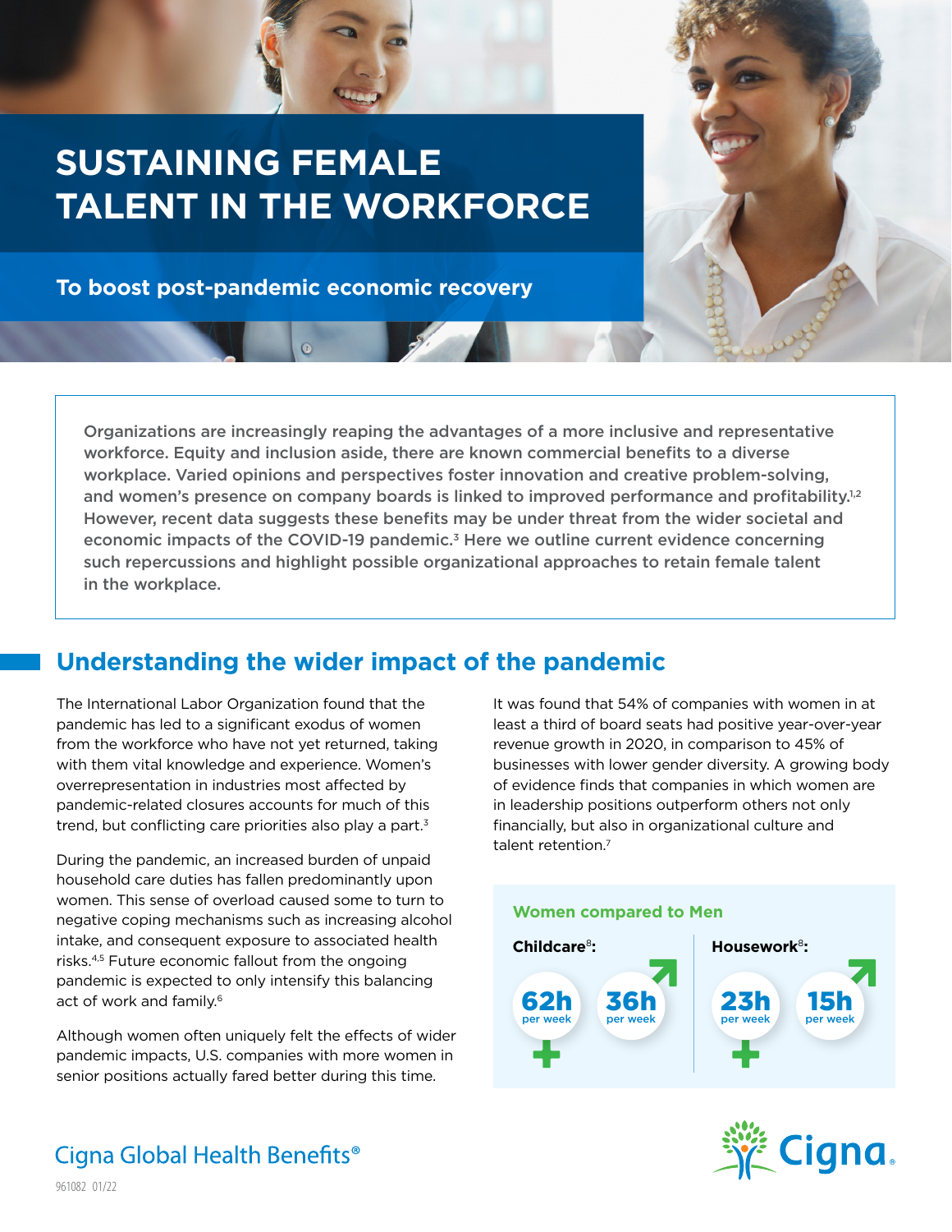# SUSTAINING FEMALE TALENT IN THE WORKFORCE

## To boost post-pandemic economic recovery

**Organizations are increasingly reaping the advantages of a more inclusive and representative workforce. Equity and inclusion aside, there are known commercial benefits to a diverse workplace. Varied opinions and perspectives foster innovation and creative problem-solving, and women's presence on company boards is linked to improved performance and profitability.[1,2] However, recent data suggests these benefits may be under threat from the wider societal and economic impacts of the COVID-19 pandemic.[3] Here we outline current evidence concerning such repercussions and highlight possible organizational approaches to retain female talent in the workplace.**

## Understanding the wider impact of the pandemic

The International Labor Organization found that the pandemic has led to a significant exodus of women from the workforce who have not yet returned, taking with them vital knowledge and experience. Women's overrepresentation in industries most affected by pandemic-related closures accounts for much of this trend, but conflicting care priorities also play a part.[3]

During the pandemic, an increased burden of unpaid household care duties has fallen predominantly upon women. This sense of overload caused some to turn to negative coping mechanisms such as increasing alcohol intake, and consequent exposure to associated health risks.[4,5] Future economic fallout from the ongoing pandemic is expected to only intensify this balancing act of work and family.[6]

Although women often uniquely felt the effects of wider pandemic impacts, U.S. companies with more women in senior positions actually fared better during this time.

It was found that 54% of companies with women in at least a third of board seats had positive year-over-year revenue growth in 2020, in comparison to 45% of businesses with lower gender diversity. A growing body of evidence finds that companies in which women are in leadership positions outperform others not only financially, but also in organizational culture and talent retention.[7]

**Women compared to Men**

| | Women | Men |
|---|---|---|
| **Childcare[8]:** | 62h per week | 36h per week |
| **Housework[8]:** | 23h per week | 15h per week |

Cigna Global Health Benefits®

961082 01/22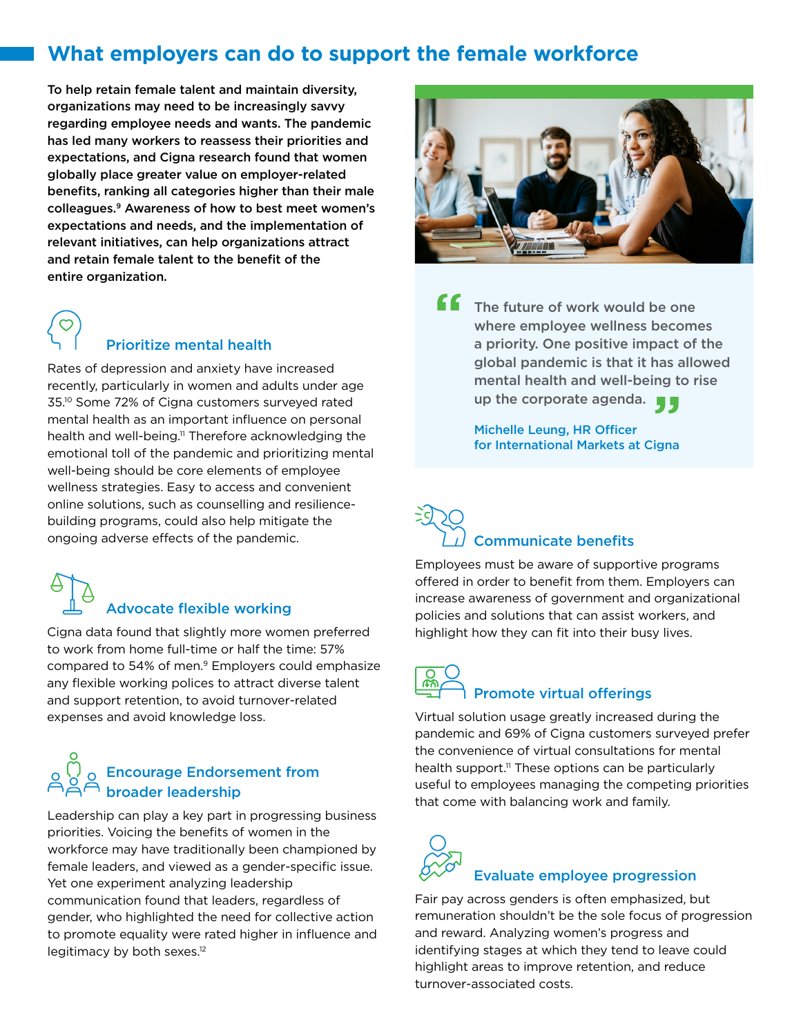## What employers can do to support the female workforce

**To help retain female talent and maintain diversity, organizations may need to be increasingly savvy regarding employee needs and wants. The pandemic has led many workers to reassess their priorities and expectations, and Cigna research found that women globally place greater value on employer-related benefits, ranking all categories higher than their male colleagues.[9] Awareness of how to best meet women's expectations and needs, and the implementation of relevant initiatives, can help organizations attract and retain female talent to the benefit of the entire organization.**

### Prioritize mental health

Rates of depression and anxiety have increased recently, particularly in women and adults under age 35.[10] Some 72% of Cigna customers surveyed rated mental health as an important influence on personal health and well-being.[11] Therefore acknowledging the emotional toll of the pandemic and prioritizing mental well-being should be core elements of employee wellness strategies. Easy to access and convenient online solutions, such as counselling and resilience-building programs, could also help mitigate the ongoing adverse effects of the pandemic.

### Advocate flexible working

Cigna data found that slightly more women preferred to work from home full-time or half the time: 57% compared to 54% of men.[9] Employers could emphasize any flexible working polices to attract diverse talent and support retention, to avoid turnover-related expenses and avoid knowledge loss.

### Encourage Endorsement from broader leadership

Leadership can play a key part in progressing business priorities. Voicing the benefits of women in the workforce may have traditionally been championed by female leaders, and viewed as a gender-specific issue. Yet one experiment analyzing leadership communication found that leaders, regardless of gender, who highlighted the need for collective action to promote equality were rated higher in influence and legitimacy by both sexes.[12]

> "The future of work would be one where employee wellness becomes a priority. One positive impact of the global pandemic is that it has allowed mental health and well-being to rise up the corporate agenda."
>
> Michelle Leung, HR Officer for International Markets at Cigna

### Communicate benefits

Employees must be aware of supportive programs offered in order to benefit from them. Employers can increase awareness of government and organizational policies and solutions that can assist workers, and highlight how they can fit into their busy lives.

### Promote virtual offerings

Virtual solution usage greatly increased during the pandemic and 69% of Cigna customers surveyed prefer the convenience of virtual consultations for mental health support.[11] These options can be particularly useful to employees managing the competing priorities that come with balancing work and family.

### Evaluate employee progression

Fair pay across genders is often emphasized, but remuneration shouldn't be the sole focus of progression and reward. Analyzing women's progress and identifying stages at which they tend to leave could highlight areas to improve retention, and reduce turnover-associated costs.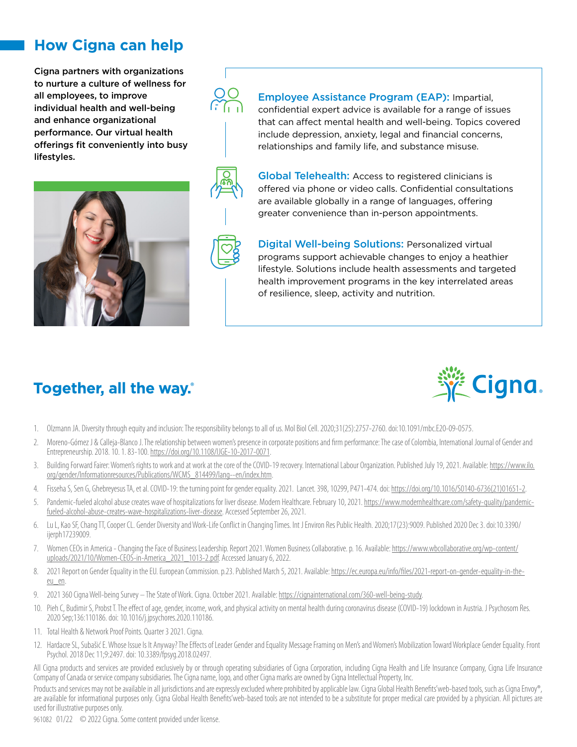## How Cigna can help

**Cigna partners with organizations to nurture a culture of wellness for all employees, to improve individual health and well-being and enhance organizational performance. Our virtual health offerings fit conveniently into busy lifestyles.**

**Employee Assistance Program (EAP):** Impartial, confidential expert advice is available for a range of issues that can affect mental health and well-being. Topics covered include depression, anxiety, legal and financial concerns, relationships and family life, and substance misuse.

**Global Telehealth:** Access to registered clinicians is offered via phone or video calls. Confidential consultations are available globally in a range of languages, offering greater convenience than in-person appointments.

**Digital Well-being Solutions:** Personalized virtual programs support achievable changes to enjoy a heathier lifestyle. Solutions include health assessments and targeted health improvement programs in the key interrelated areas of resilience, sleep, activity and nutrition.

**Together, all the way.®**

Cigna.

1. Olzmann JA. Diversity through equity and inclusion: The responsibility belongs to all of us. Mol Biol Cell. 2020;31(25):2757-2760. doi:10.1091/mbc.E20-09-0575.
2. Moreno-Gómez J & Calleja-Blanco J. The relationship between women's presence in corporate positions and firm performance: The case of Colombia, International Journal of Gender and Entrepreneurship. 2018. 10. 1. 83-100. https://doi.org/10.1108/IJGE-10-2017-0071.
3. Building Forward Fairer: Women's rights to work and at work at the core of the COVID-19 recovery. International Labour Organization. Published July 19, 2021. Available: https://www.ilo.org/gender/Informationresources/Publications/WCMS_814499/lang--en/index.htm.
4. Fisseha S, Sen G, Ghebreyesus TA, et al. COVID-19: the turning point for gender equality. 2021. Lancet. 398, 10299, P471-474. doi: https://doi.org/10.1016/S0140-6736(21)01651-2.
5. Pandemic-fueled alcohol abuse creates wave of hospitalizations for liver disease. Modern Healthcare. February 10, 2021. https://www.modernhealthcare.com/safety-quality/pandemic-fueled-alcohol-abuse-creates-wave-hospitalizations-liver-disease. Accessed September 26, 2021.
6. Lu L, Kao SF, Chang TT, Cooper CL. Gender Diversity and Work-Life Conflict in Changing Times. Int J Environ Res Public Health. 2020;17(23):9009. Published 2020 Dec 3. doi:10.3390/ijerph17239009.
7. Women CEOs in America - Changing the Face of Business Leadership. Report 2021. Women Business Collaborative. p. 16. Available: https://www.wbcollaborative.org/wp-content/uploads/2021/10/Women-CEOS-in-America_2021_1013-2.pdf. Accessed January 6, 2022.
8. 2021 Report on Gender Equality in the EU. European Commission. p.23. Published March 5, 2021. Available: https://ec.europa.eu/info/files/2021-report-on-gender-equality-in-the-eu_en.
9. 2021 360 Cigna Well-being Survey – The State of Work. Cigna. October 2021. Available: https://cignainternational.com/360-well-being-study.
10. Pieh C, Budimir S, Probst T. The effect of age, gender, income, work, and physical activity on mental health during coronavirus disease (COVID-19) lockdown in Austria. J Psychosom Res. 2020 Sep;136:110186. doi: 10.1016/j.jpsychores.2020.110186.
11. Total Health & Network Proof Points. Quarter 3 2021. Cigna.
12. Hardacre SL, Subašić E. Whose Issue Is It Anyway? The Effects of Leader Gender and Equality Message Framing on Men's and Women's Mobilization Toward Workplace Gender Equality. Front Psychol. 2018 Dec 11;9:2497. doi: 10.3389/fpsyg.2018.02497.

All Cigna products and services are provided exclusively by or through operating subsidiaries of Cigna Corporation, including Cigna Health and Life Insurance Company, Cigna Life Insurance Company of Canada or service company subsidiaries. The Cigna name, logo, and other Cigna marks are owned by Cigna Intellectual Property, Inc.

Products and services may not be available in all jurisdictions and are expressly excluded where prohibited by applicable law. Cigna Global Health Benefits'web-based tools, such as Cigna Envoy®, are available for informational purposes only. Cigna Global Health Benefits'web-based tools are not intended to be a substitute for proper medical care provided by a physician. All pictures are used for illustrative purposes only.

961082 01/22 © 2022 Cigna. Some content provided under license.